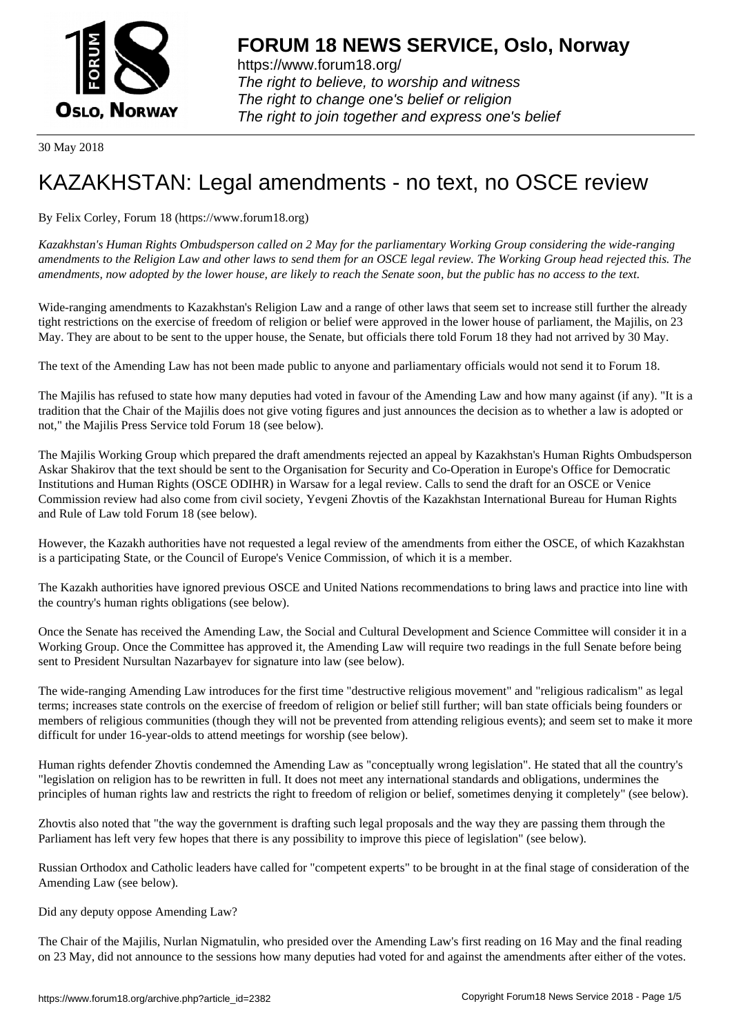**FORUM 18 NEWS SERVICE, Oslo, Norway**

https://www.forum18.org/
*The right to believe, to worship and witness*
*The right to change one's belief or religion*
*The right to join together and express one's belief*

30 May 2018

# KAZAKHSTAN: Legal amendments - no text, no OSCE review

By Felix Corley, Forum 18 (https://www.forum18.org)

*Kazakhstan's Human Rights Ombudsperson called on 2 May for the parliamentary Working Group considering the wide-ranging amendments to the Religion Law and other laws to send them for an OSCE legal review. The Working Group head rejected this. The amendments, now adopted by the lower house, are likely to reach the Senate soon, but the public has no access to the text.*

Wide-ranging amendments to Kazakhstan's Religion Law and a range of other laws that seem set to increase still further the already tight restrictions on the exercise of freedom of religion or belief were approved in the lower house of parliament, the Majilis, on 23 May. They are about to be sent to the upper house, the Senate, but officials there told Forum 18 they had not arrived by 30 May.

The text of the Amending Law has not been made public to anyone and parliamentary officials would not send it to Forum 18.

The Majilis has refused to state how many deputies had voted in favour of the Amending Law and how many against (if any). "It is a tradition that the Chair of the Majilis does not give voting figures and just announces the decision as to whether a law is adopted or not," the Majilis Press Service told Forum 18 (see below).

The Majilis Working Group which prepared the draft amendments rejected an appeal by Kazakhstan's Human Rights Ombudsperson Askar Shakirov that the text should be sent to the Organisation for Security and Co-Operation in Europe's Office for Democratic Institutions and Human Rights (OSCE ODIHR) in Warsaw for a legal review. Calls to send the draft for an OSCE or Venice Commission review had also come from civil society, Yevgeni Zhovtis of the Kazakhstan International Bureau for Human Rights and Rule of Law told Forum 18 (see below).

However, the Kazakh authorities have not requested a legal review of the amendments from either the OSCE, of which Kazakhstan is a participating State, or the Council of Europe's Venice Commission, of which it is a member.

The Kazakh authorities have ignored previous OSCE and United Nations recommendations to bring laws and practice into line with the country's human rights obligations (see below).

Once the Senate has received the Amending Law, the Social and Cultural Development and Science Committee will consider it in a Working Group. Once the Committee has approved it, the Amending Law will require two readings in the full Senate before being sent to President Nursultan Nazarbayev for signature into law (see below).

The wide-ranging Amending Law introduces for the first time "destructive religious movement" and "religious radicalism" as legal terms; increases state controls on the exercise of freedom of religion or belief still further; will ban state officials being founders or members of religious communities (though they will not be prevented from attending religious events); and seem set to make it more difficult for under 16-year-olds to attend meetings for worship (see below).

Human rights defender Zhovtis condemned the Amending Law as "conceptually wrong legislation". He stated that all the country's "legislation on religion has to be rewritten in full. It does not meet any international standards and obligations, undermines the principles of human rights law and restricts the right to freedom of religion or belief, sometimes denying it completely" (see below).

Zhovtis also noted that "the way the government is drafting such legal proposals and the way they are passing them through the Parliament has left very few hopes that there is any possibility to improve this piece of legislation" (see below).

Russian Orthodox and Catholic leaders have called for "competent experts" to be brought in at the final stage of consideration of the Amending Law (see below).

Did any deputy oppose Amending Law?

The Chair of the Majilis, Nurlan Nigmatulin, who presided over the Amending Law's first reading on 16 May and the final reading on 23 May, did not announce to the sessions how many deputies had voted for and against the amendments after either of the votes.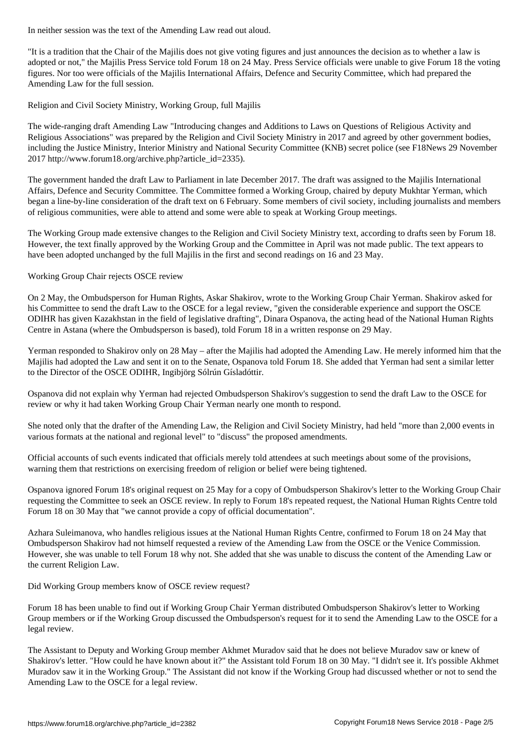In neither session was the text of the Amending Law read out aloud.

"It is a tradition that the Chair of the Majilis does not give voting figures and just announces the decision as to whether a law is adopted or not," the Majilis Press Service told Forum 18 on 24 May. Press Service officials were unable to give Forum 18 the voting figures. Nor too were officials of the Majilis International Affairs, Defence and Security Committee, which had prepared the Amending Law for the full session.

## Religion and Civil Society Ministry, Working Group, full Majilis

The wide-ranging draft Amending Law "Introducing changes and Additions to Laws on Questions of Religious Activity and Religious Associations" was prepared by the Religion and Civil Society Ministry in 2017 and agreed by other government bodies, including the Justice Ministry, Interior Ministry and National Security Committee (KNB) secret police (see F18News 29 November 2017 http://www.forum18.org/archive.php?article_id=2335).

The government handed the draft Law to Parliament in late December 2017. The draft was assigned to the Majilis International Affairs, Defence and Security Committee. The Committee formed a Working Group, chaired by deputy Mukhtar Yerman, which began a line-by-line consideration of the draft text on 6 February. Some members of civil society, including journalists and members of religious communities, were able to attend and some were able to speak at Working Group meetings.

The Working Group made extensive changes to the Religion and Civil Society Ministry text, according to drafts seen by Forum 18. However, the text finally approved by the Working Group and the Committee in April was not made public. The text appears to have been adopted unchanged by the full Majilis in the first and second readings on 16 and 23 May.

## Working Group Chair rejects OSCE review

On 2 May, the Ombudsperson for Human Rights, Askar Shakirov, wrote to the Working Group Chair Yerman. Shakirov asked for his Committee to send the draft Law to the OSCE for a legal review, "given the considerable experience and support the OSCE ODIHR has given Kazakhstan in the field of legislative drafting", Dinara Ospanova, the acting head of the National Human Rights Centre in Astana (where the Ombudsperson is based), told Forum 18 in a written response on 29 May.

Yerman responded to Shakirov only on 28 May – after the Majilis had adopted the Amending Law. He merely informed him that the Majilis had adopted the Law and sent it on to the Senate, Ospanova told Forum 18. She added that Yerman had sent a similar letter to the Director of the OSCE ODIHR, Ingibjörg Sólrún Gísladóttir.

Ospanova did not explain why Yerman had rejected Ombudsperson Shakirov's suggestion to send the draft Law to the OSCE for review or why it had taken Working Group Chair Yerman nearly one month to respond.

She noted only that the drafter of the Amending Law, the Religion and Civil Society Ministry, had held "more than 2,000 events in various formats at the national and regional level" to "discuss" the proposed amendments.

Official accounts of such events indicated that officials merely told attendees at such meetings about some of the provisions, warning them that restrictions on exercising freedom of religion or belief were being tightened.

Ospanova ignored Forum 18's original request on 25 May for a copy of Ombudsperson Shakirov's letter to the Working Group Chair requesting the Committee to seek an OSCE review. In reply to Forum 18's repeated request, the National Human Rights Centre told Forum 18 on 30 May that "we cannot provide a copy of official documentation".

Azhara Suleimanova, who handles religious issues at the National Human Rights Centre, confirmed to Forum 18 on 24 May that Ombudsperson Shakirov had not himself requested a review of the Amending Law from the OSCE or the Venice Commission. However, she was unable to tell Forum 18 why not. She added that she was unable to discuss the content of the Amending Law or the current Religion Law.

## Did Working Group members know of OSCE review request?

Forum 18 has been unable to find out if Working Group Chair Yerman distributed Ombudsperson Shakirov's letter to Working Group members or if the Working Group discussed the Ombudsperson's request for it to send the Amending Law to the OSCE for a legal review.

The Assistant to Deputy and Working Group member Akhmet Muradov said that he does not believe Muradov saw or knew of Shakirov's letter. "How could he have known about it?" the Assistant told Forum 18 on 30 May. "I didn't see it. It's possible Akhmet Muradov saw it in the Working Group." The Assistant did not know if the Working Group had discussed whether or not to send the Amending Law to the OSCE for a legal review.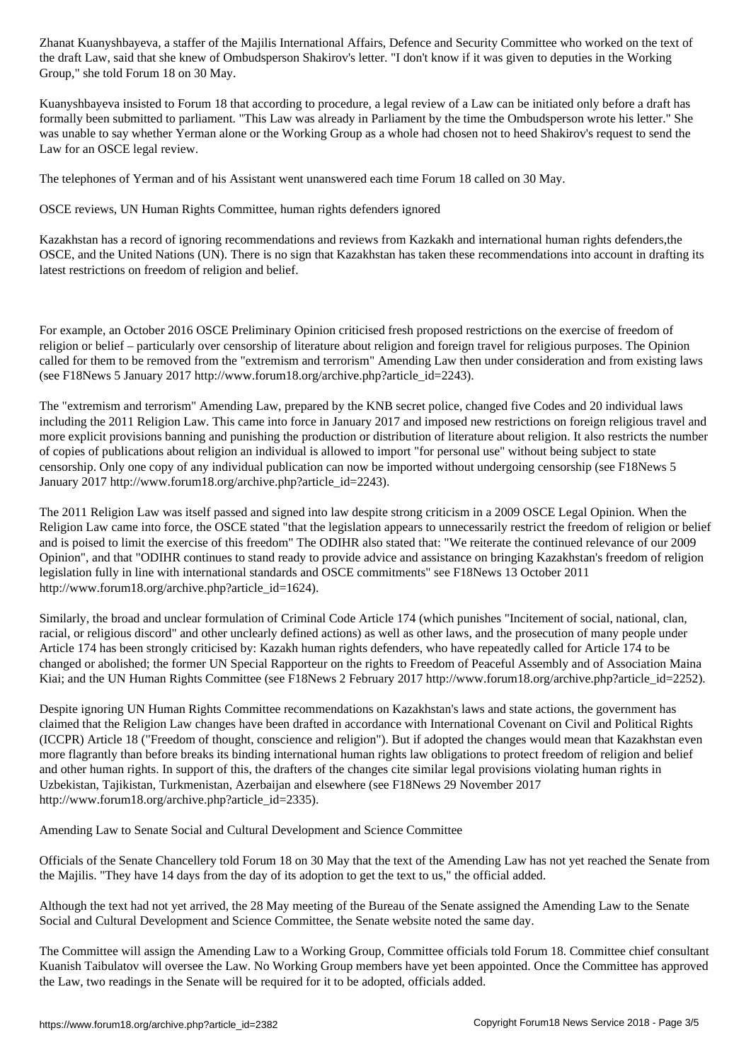Zhanat Kuanyshbayeva, a staffer of the Majilis International Affairs, Defence and Security Committee who worked on the text of the draft Law, said that she knew of Ombudsperson Shakirov's letter. "I don't know if it was given to deputies in the Working Group," she told Forum 18 on 30 May.

Kuanyshbayeva insisted to Forum 18 that according to procedure, a legal review of a Law can be initiated only before a draft has formally been submitted to parliament. "This Law was already in Parliament by the time the Ombudsperson wrote his letter." She was unable to say whether Yerman alone or the Working Group as a whole had chosen not to heed Shakirov's request to send the Law for an OSCE legal review.

The telephones of Yerman and of his Assistant went unanswered each time Forum 18 called on 30 May.

## OSCE reviews, UN Human Rights Committee, human rights defenders ignored

Kazakhstan has a record of ignoring recommendations and reviews from Kazkakh and international human rights defenders,the OSCE, and the United Nations (UN). There is no sign that Kazakhstan has taken these recommendations into account in drafting its latest restrictions on freedom of religion and belief.

For example, an October 2016 OSCE Preliminary Opinion criticised fresh proposed restrictions on the exercise of freedom of religion or belief – particularly over censorship of literature about religion and foreign travel for religious purposes. The Opinion called for them to be removed from the "extremism and terrorism" Amending Law then under consideration and from existing laws (see F18News 5 January 2017 http://www.forum18.org/archive.php?article_id=2243).

The "extremism and terrorism" Amending Law, prepared by the KNB secret police, changed five Codes and 20 individual laws including the 2011 Religion Law. This came into force in January 2017 and imposed new restrictions on foreign religious travel and more explicit provisions banning and punishing the production or distribution of literature about religion. It also restricts the number of copies of publications about religion an individual is allowed to import "for personal use" without being subject to state censorship. Only one copy of any individual publication can now be imported without undergoing censorship (see F18News 5 January 2017 http://www.forum18.org/archive.php?article_id=2243).

The 2011 Religion Law was itself passed and signed into law despite strong criticism in a 2009 OSCE Legal Opinion. When the Religion Law came into force, the OSCE stated "that the legislation appears to unnecessarily restrict the freedom of religion or belief and is poised to limit the exercise of this freedom" The ODIHR also stated that: "We reiterate the continued relevance of our 2009 Opinion", and that "ODIHR continues to stand ready to provide advice and assistance on bringing Kazakhstan's freedom of religion legislation fully in line with international standards and OSCE commitments" see F18News 13 October 2011 http://www.forum18.org/archive.php?article_id=1624).

Similarly, the broad and unclear formulation of Criminal Code Article 174 (which punishes "Incitement of social, national, clan, racial, or religious discord" and other unclearly defined actions) as well as other laws, and the prosecution of many people under Article 174 has been strongly criticised by: Kazakh human rights defenders, who have repeatedly called for Article 174 to be changed or abolished; the former UN Special Rapporteur on the rights to Freedom of Peaceful Assembly and of Association Maina Kiai; and the UN Human Rights Committee (see F18News 2 February 2017 http://www.forum18.org/archive.php?article_id=2252).

Despite ignoring UN Human Rights Committee recommendations on Kazakhstan's laws and state actions, the government has claimed that the Religion Law changes have been drafted in accordance with International Covenant on Civil and Political Rights (ICCPR) Article 18 ("Freedom of thought, conscience and religion"). But if adopted the changes would mean that Kazakhstan even more flagrantly than before breaks its binding international human rights law obligations to protect freedom of religion and belief and other human rights. In support of this, the drafters of the changes cite similar legal provisions violating human rights in Uzbekistan, Tajikistan, Turkmenistan, Azerbaijan and elsewhere (see F18News 29 November 2017 http://www.forum18.org/archive.php?article_id=2335).

## Amending Law to Senate Social and Cultural Development and Science Committee

Officials of the Senate Chancellery told Forum 18 on 30 May that the text of the Amending Law has not yet reached the Senate from the Majilis. "They have 14 days from the day of its adoption to get the text to us," the official added.

Although the text had not yet arrived, the 28 May meeting of the Bureau of the Senate assigned the Amending Law to the Senate Social and Cultural Development and Science Committee, the Senate website noted the same day.

The Committee will assign the Amending Law to a Working Group, Committee officials told Forum 18. Committee chief consultant Kuanish Taibulatov will oversee the Law. No Working Group members have yet been appointed. Once the Committee has approved the Law, two readings in the Senate will be required for it to be adopted, officials added.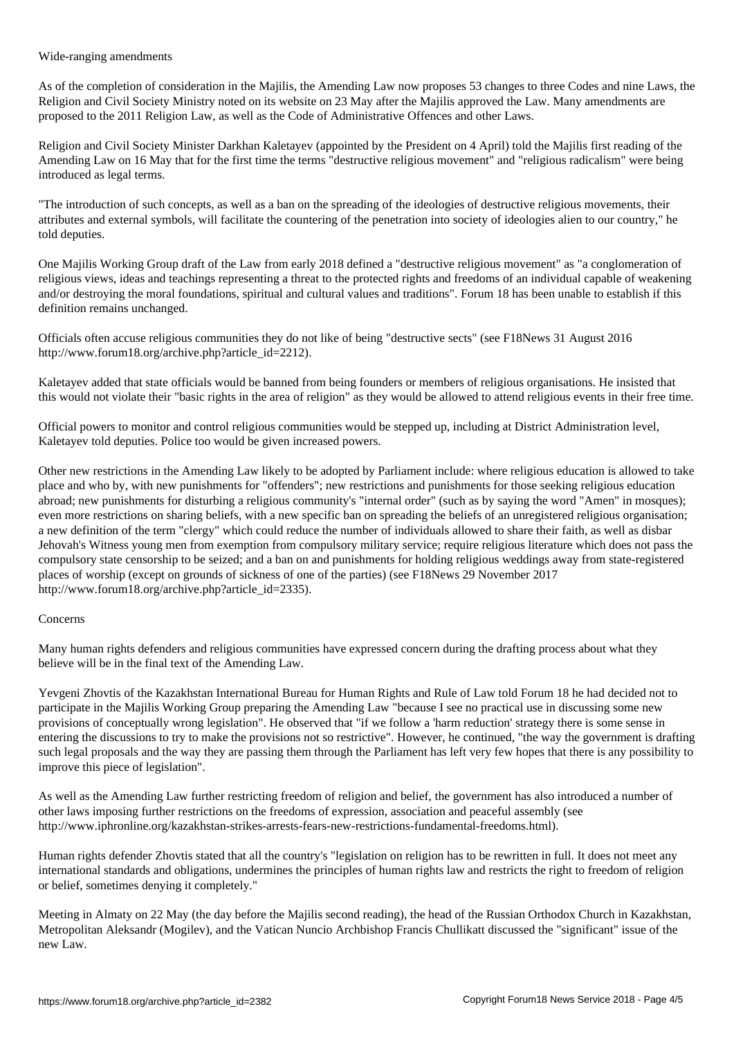## Wide-ranging amendments

As of the completion of consideration in the Majilis, the Amending Law now proposes 53 changes to three Codes and nine Laws, the Religion and Civil Society Ministry noted on its website on 23 May after the Majilis approved the Law. Many amendments are proposed to the 2011 Religion Law, as well as the Code of Administrative Offences and other Laws.

Religion and Civil Society Minister Darkhan Kaletayev (appointed by the President on 4 April) told the Majilis first reading of the Amending Law on 16 May that for the first time the terms "destructive religious movement" and "religious radicalism" were being introduced as legal terms.

"The introduction of such concepts, as well as a ban on the spreading of the ideologies of destructive religious movements, their attributes and external symbols, will facilitate the countering of the penetration into society of ideologies alien to our country," he told deputies.

One Majilis Working Group draft of the Law from early 2018 defined a "destructive religious movement" as "a conglomeration of religious views, ideas and teachings representing a threat to the protected rights and freedoms of an individual capable of weakening and/or destroying the moral foundations, spiritual and cultural values and traditions". Forum 18 has been unable to establish if this definition remains unchanged.

Officials often accuse religious communities they do not like of being "destructive sects" (see F18News 31 August 2016 http://www.forum18.org/archive.php?article_id=2212).

Kaletayev added that state officials would be banned from being founders or members of religious organisations. He insisted that this would not violate their "basic rights in the area of religion" as they would be allowed to attend religious events in their free time.

Official powers to monitor and control religious communities would be stepped up, including at District Administration level, Kaletayev told deputies. Police too would be given increased powers.

Other new restrictions in the Amending Law likely to be adopted by Parliament include: where religious education is allowed to take place and who by, with new punishments for "offenders"; new restrictions and punishments for those seeking religious education abroad; new punishments for disturbing a religious community's "internal order" (such as by saying the word "Amen" in mosques); even more restrictions on sharing beliefs, with a new specific ban on spreading the beliefs of an unregistered religious organisation; a new definition of the term "clergy" which could reduce the number of individuals allowed to share their faith, as well as disbar Jehovah's Witness young men from exemption from compulsory military service; require religious literature which does not pass the compulsory state censorship to be seized; and a ban on and punishments for holding religious weddings away from state-registered places of worship (except on grounds of sickness of one of the parties) (see F18News 29 November 2017 http://www.forum18.org/archive.php?article_id=2335).

## Concerns

Many human rights defenders and religious communities have expressed concern during the drafting process about what they believe will be in the final text of the Amending Law.

Yevgeni Zhovtis of the Kazakhstan International Bureau for Human Rights and Rule of Law told Forum 18 he had decided not to participate in the Majilis Working Group preparing the Amending Law "because I see no practical use in discussing some new provisions of conceptually wrong legislation". He observed that "if we follow a 'harm reduction' strategy there is some sense in entering the discussions to try to make the provisions not so restrictive". However, he continued, "the way the government is drafting such legal proposals and the way they are passing them through the Parliament has left very few hopes that there is any possibility to improve this piece of legislation".

As well as the Amending Law further restricting freedom of religion and belief, the government has also introduced a number of other laws imposing further restrictions on the freedoms of expression, association and peaceful assembly (see http://www.iphronline.org/kazakhstan-strikes-arrests-fears-new-restrictions-fundamental-freedoms.html).

Human rights defender Zhovtis stated that all the country's "legislation on religion has to be rewritten in full. It does not meet any international standards and obligations, undermines the principles of human rights law and restricts the right to freedom of religion or belief, sometimes denying it completely."

Meeting in Almaty on 22 May (the day before the Majilis second reading), the head of the Russian Orthodox Church in Kazakhstan, Metropolitan Aleksandr (Mogilev), and the Vatican Nuncio Archbishop Francis Chullikatt discussed the "significant" issue of the new Law.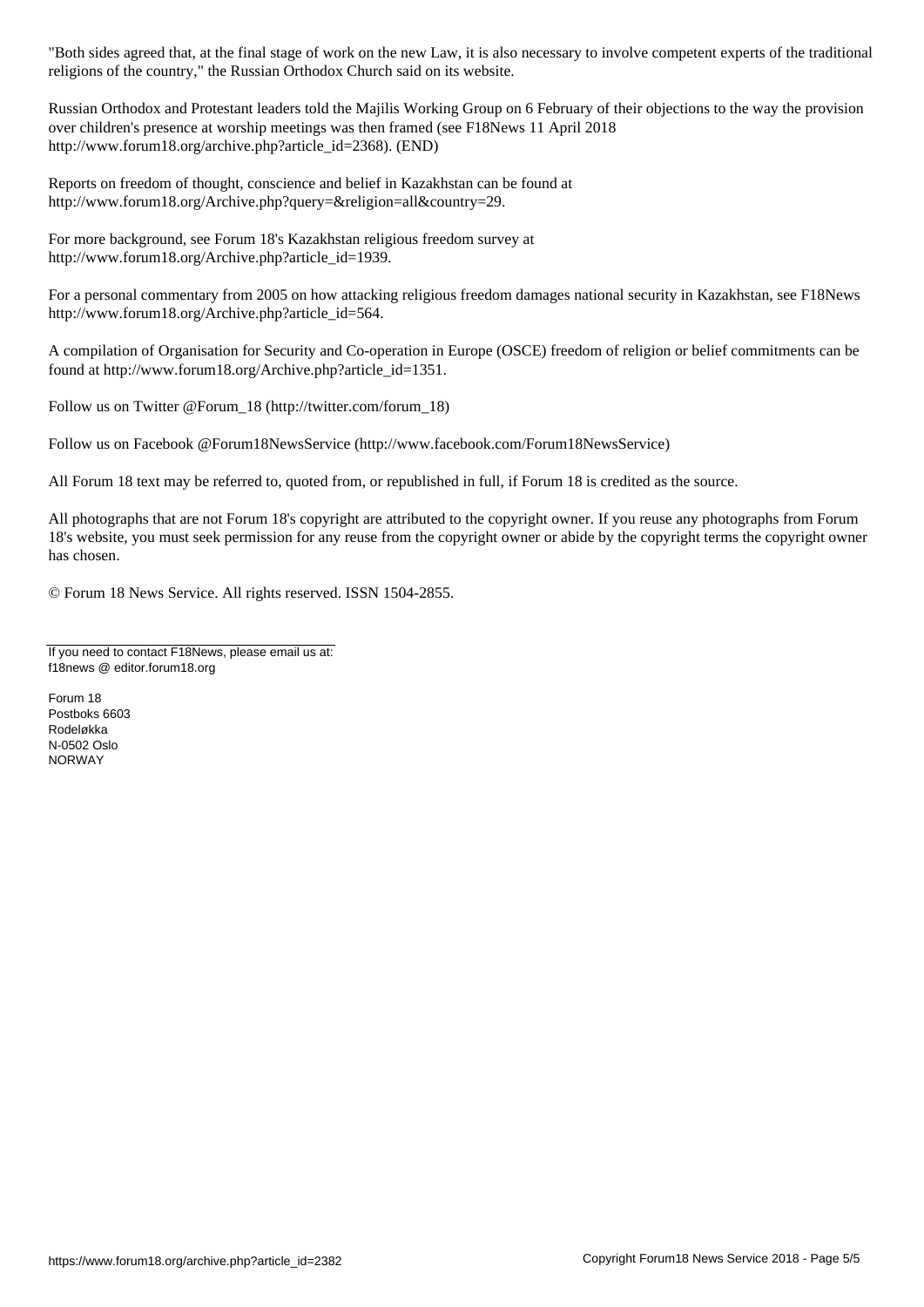"Both sides agreed that, at the final stage of work on the new Law, it is also necessary to involve competent experts of the traditional religions of the country," the Russian Orthodox Church said on its website.

Russian Orthodox and Protestant leaders told the Majilis Working Group on 6 February of their objections to the way the provision over children's presence at worship meetings was then framed (see F18News 11 April 2018 http://www.forum18.org/archive.php?article_id=2368). (END)

Reports on freedom of thought, conscience and belief in Kazakhstan can be found at http://www.forum18.org/Archive.php?query=&religion=all&country=29.

For more background, see Forum 18's Kazakhstan religious freedom survey at http://www.forum18.org/Archive.php?article_id=1939.

For a personal commentary from 2005 on how attacking religious freedom damages national security in Kazakhstan, see F18News http://www.forum18.org/Archive.php?article_id=564.

A compilation of Organisation for Security and Co-operation in Europe (OSCE) freedom of religion or belief commitments can be found at http://www.forum18.org/Archive.php?article_id=1351.

Follow us on Twitter @Forum_18 (http://twitter.com/forum_18)

Follow us on Facebook @Forum18NewsService (http://www.facebook.com/Forum18NewsService)

All Forum 18 text may be referred to, quoted from, or republished in full, if Forum 18 is credited as the source.

All photographs that are not Forum 18's copyright are attributed to the copyright owner. If you reuse any photographs from Forum 18's website, you must seek permission for any reuse from the copyright owner or abide by the copyright terms the copyright owner has chosen.

© Forum 18 News Service. All rights reserved. ISSN 1504-2855.

If you need to contact F18News, please email us at:
f18news @ editor.forum18.org

Forum 18
Postboks 6603
Rodeløkka
N-0502 Oslo
NORWAY